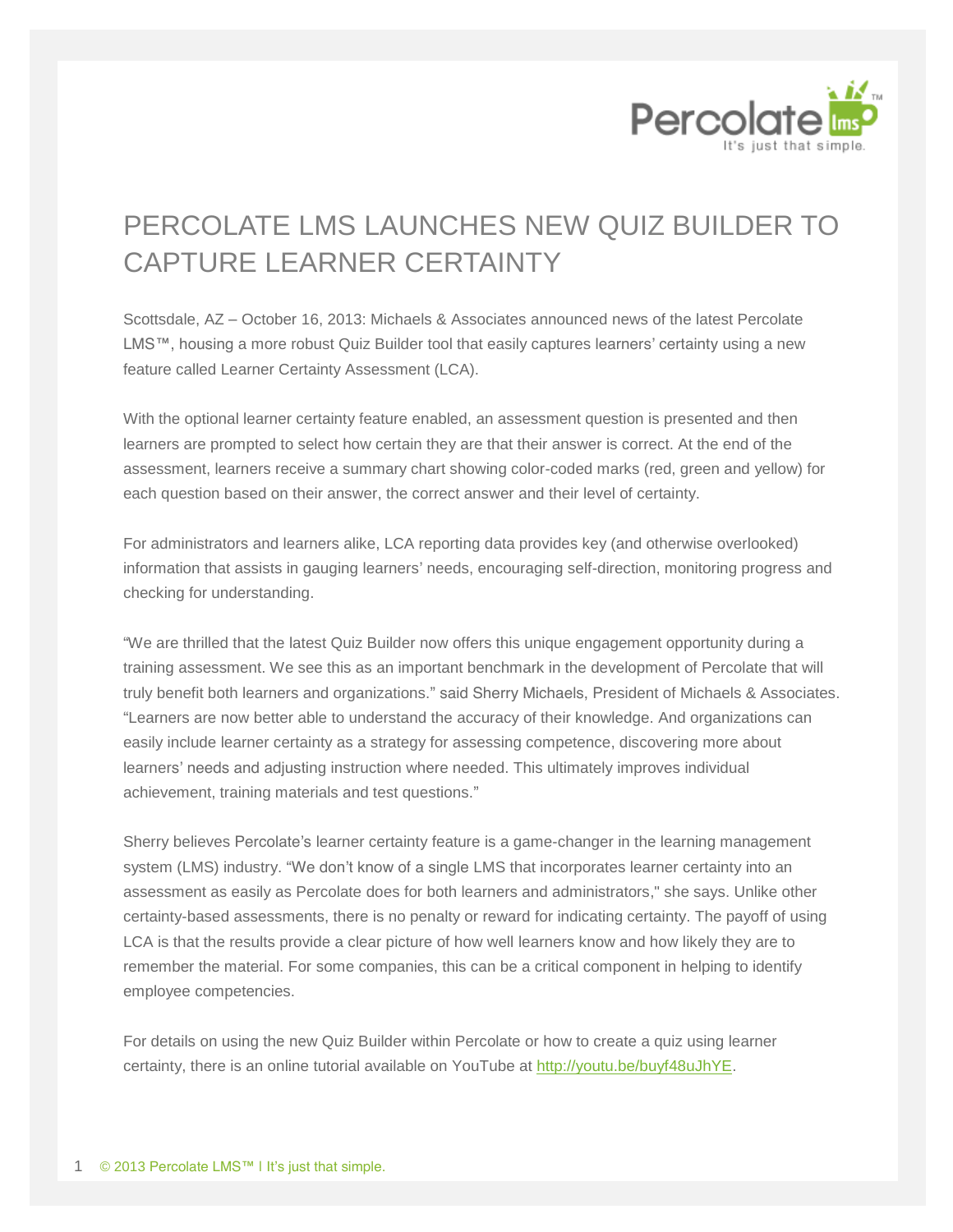# PERCOLATE LMS LAUNCHES NEW QUIZ BUILDER TO CAPTURE LEARNER CERTAINTY

Scottsdale, AZ – October 16, 2013: Michaels & Associates announced news of the latest Percolate LMS™, housing a more robust Quiz Builder tool that easily captures learners' certainty using a new feature called Learner Certainty Assessment (LCA).

With the optional learner certainty feature enabled, an assessment question is presented and then learners are prompted to select how certain they are that their answer is correct. At the end of the assessment, learners receive a summary chart showing color-coded marks (red, green and yellow) for each question based on their answer, the correct answer and their level of certainty.

For administrators and learners alike, LCA reporting data provides key (and otherwise overlooked) information that assists in gauging learners' needs, encouraging self-direction, monitoring progress and checking for understanding.

"We are thrilled that the latest Quiz Builder now offers this unique engagement opportunity during a training assessment. We see this as an important benchmark in the development of Percolate that will truly benefit both learners and organizations." said Sherry Michaels, President of Michaels & Associates. "Learners are now better able to understand the accuracy of their knowledge. And organizations can easily include learner certainty as a strategy for assessing competence, discovering more about learners' needs and adjusting instruction where needed. This ultimately improves individual achievement, training materials and test questions."

Sherry believes Percolate's learner certainty feature is a game-changer in the learning management system (LMS) industry. "We don't know of a single LMS that incorporates learner certainty into an assessment as easily as Percolate does for both learners and administrators," she says. Unlike other certainty-based assessments, there is no penalty or reward for indicating certainty. The payoff of using LCA is that the results provide a clear picture of how well learners know and how likely they are to remember the material. For some companies, this can be a critical component in helping to identify employee competencies.

For details on using the new Quiz Builder within Percolate or how to create a quiz using learner certainty, there is an online tutorial available on YouTube at [http://youtu.be/buyf48uJhYE](http://youtu.be/buyf48uJhYE).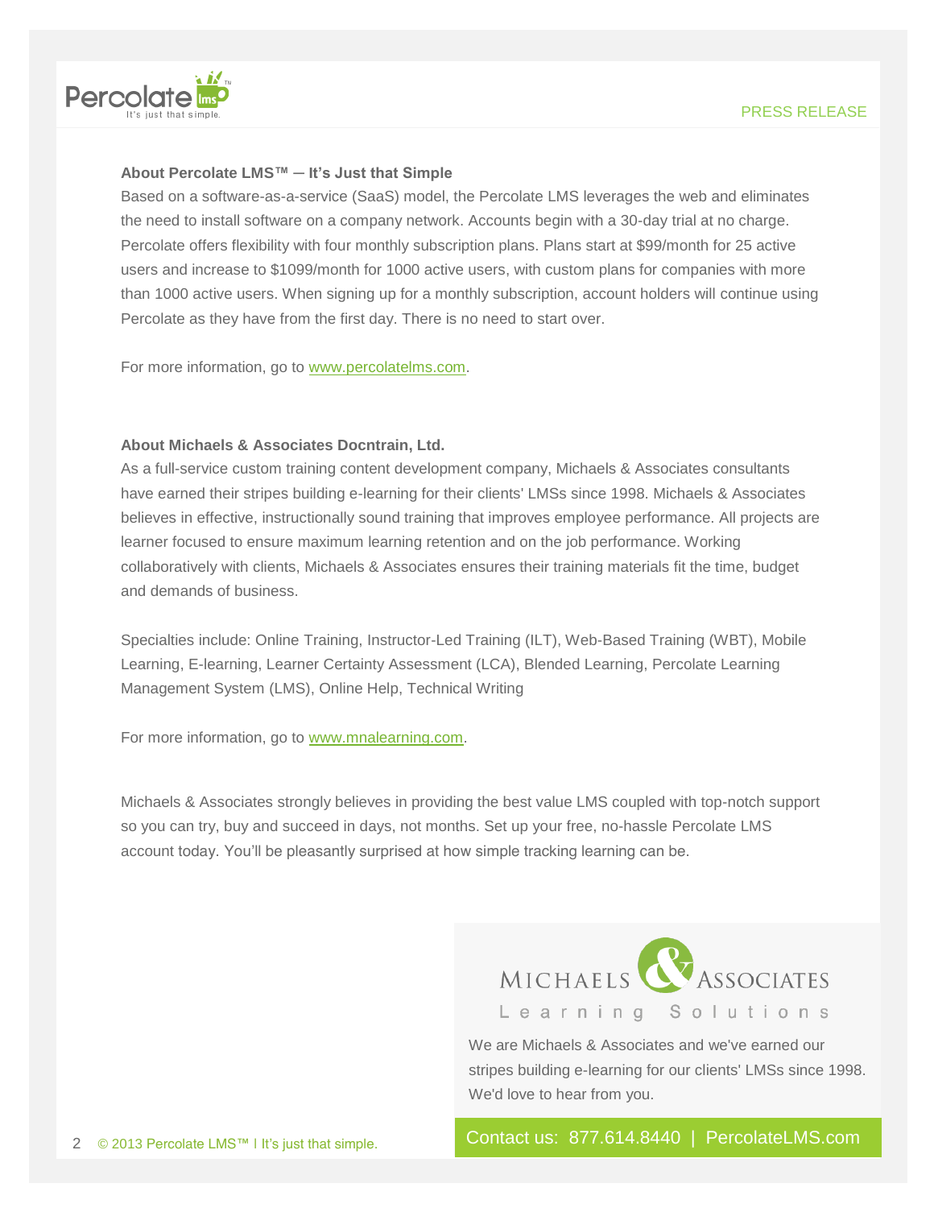**About Percolate LMS™ – It's Just that Simple**

Based on a software-as-a-service (SaaS) model, the Percolate LMS leverages the web and eliminates the need to install software on a company network. Accounts begin with a 30-day trial at no charge. Percolate offers flexibility with four monthly subscription plans. Plans start at $99/month for 25 active users and increase to $1099/month for 1000 active users, with custom plans for companies with more than 1000 active users. When signing up for a monthly subscription, account holders will continue using Percolate as they have from the first day. There is no need to start over.

For more information, go to www.percolatelms.com.

**About Michaels & Associates Docntrain, Ltd.**

As a full-service custom training content development company, Michaels & Associates consultants have earned their stripes building e-learning for their clients' LMSs since 1998. Michaels & Associates believes in effective, instructionally sound training that improves employee performance. All projects are learner focused to ensure maximum learning retention and on the job performance. Working collaboratively with clients, Michaels & Associates ensures their training materials fit the time, budget and demands of business.

Specialties include: Online Training, Instructor-Led Training (ILT), Web-Based Training (WBT), Mobile Learning, E-learning, Learner Certainty Assessment (LCA), Blended Learning, Percolate Learning Management System (LMS), Online Help, Technical Writing

For more information, go to www.mnalearning.com.

Michaels & Associates strongly believes in providing the best value LMS coupled with top-notch support so you can try, buy and succeed in days, not months. Set up your free, no-hassle Percolate LMS account today. You'll be pleasantly surprised at how simple tracking learning can be.

MICHAELS & ASSOCIATES

Learning Solutions

We are Michaels & Associates and we've earned our stripes building e-learning for our clients' LMSs since 1998. We'd love to hear from you.

Contact us: 877.614.8440 | PercolateLMS.com